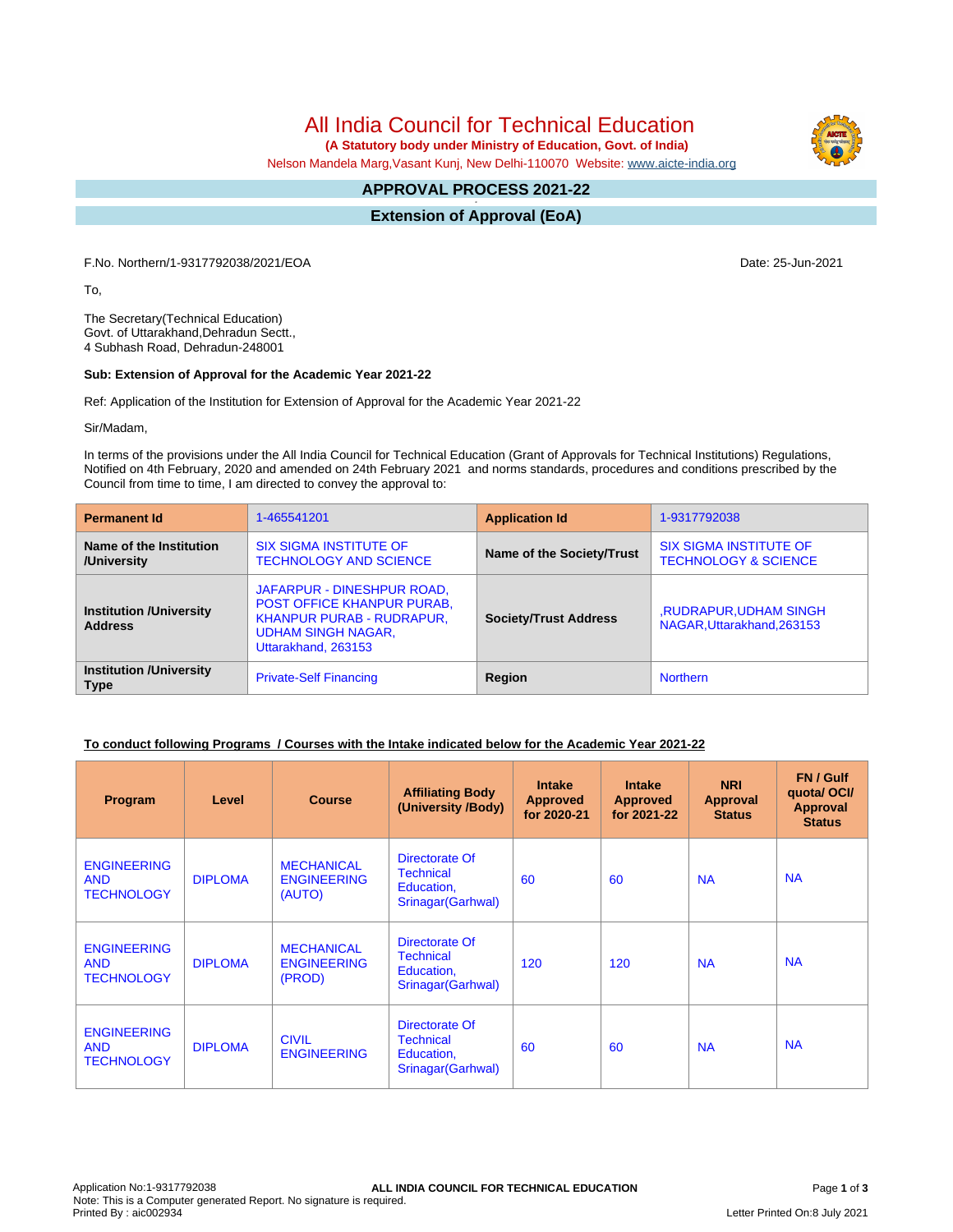# All India Council for Technical Education

**(A Statutory body under Ministry of Education, Govt. of India)**

Nelson Mandela Marg,Vasant Kunj, New Delhi-110070 Website: www.aicte-india.org

## APPROVAL PROCESS 2021-22

## Extension of Approval (EoA)

F.No. Northern/1-9317792038/2021/EOA

Date: 25-Jun-2021

To,

The Secretary(Technical Education)
Govt. of Uttarakhand,Dehradun Sectt.,
4 Subhash Road, Dehradun-248001

**Sub: Extension of Approval for the Academic Year 2021-22**

Ref: Application of the Institution for Extension of Approval for the Academic Year 2021-22

Sir/Madam,

In terms of the provisions under the All India Council for Technical Education (Grant of Approvals for Technical Institutions) Regulations, Notified on 4th February, 2020 and amended on 24th February 2021 and norms standards, procedures and conditions prescribed by the Council from time to time, I am directed to convey the approval to:

| **Permanent Id** | 1-465541201 | **Application Id** | 1-9317792038 |
|---|---|---|---|
| **Name of the Institution /University** | SIX SIGMA INSTITUTE OF TECHNOLOGY AND SCIENCE | **Name of the Society/Trust** | SIX SIGMA INSTITUTE OF TECHNOLOGY & SCIENCE |
| **Institution /University Address** | JAFARPUR - DINESHPUR ROAD, POST OFFICE KHANPUR PURAB, KHANPUR PURAB - RUDRAPUR, UDHAM SINGH NAGAR, Uttarakhand, 263153 | **Society/Trust Address** | ,RUDRAPUR,UDHAM SINGH NAGAR,Uttarakhand,263153 |
| **Institution /University Type** | Private-Self Financing | **Region** | Northern |

**To conduct following Programs / Courses with the Intake indicated below for the Academic Year 2021-22**

| Program | Level | Course | Affiliating Body (University /Body) | Intake Approved for 2020-21 | Intake Approved for 2021-22 | NRI Approval Status | FN / Gulf quota/ OCI/ Approval Status |
|---|---|---|---|---|---|---|---|
| ENGINEERING AND TECHNOLOGY | DIPLOMA | MECHANICAL ENGINEERING (AUTO) | Directorate Of Technical Education, Srinagar(Garhwal) | 60 | 60 | NA | NA |
| ENGINEERING AND TECHNOLOGY | DIPLOMA | MECHANICAL ENGINEERING (PROD) | Directorate Of Technical Education, Srinagar(Garhwal) | 120 | 120 | NA | NA |
| ENGINEERING AND TECHNOLOGY | DIPLOMA | CIVIL ENGINEERING | Directorate Of Technical Education, Srinagar(Garhwal) | 60 | 60 | NA | NA |

Application No:1-9317792038
Note: This is a Computer generated Report. No signature is required.
Printed By : aic002934

Letter Printed On:8 July 2021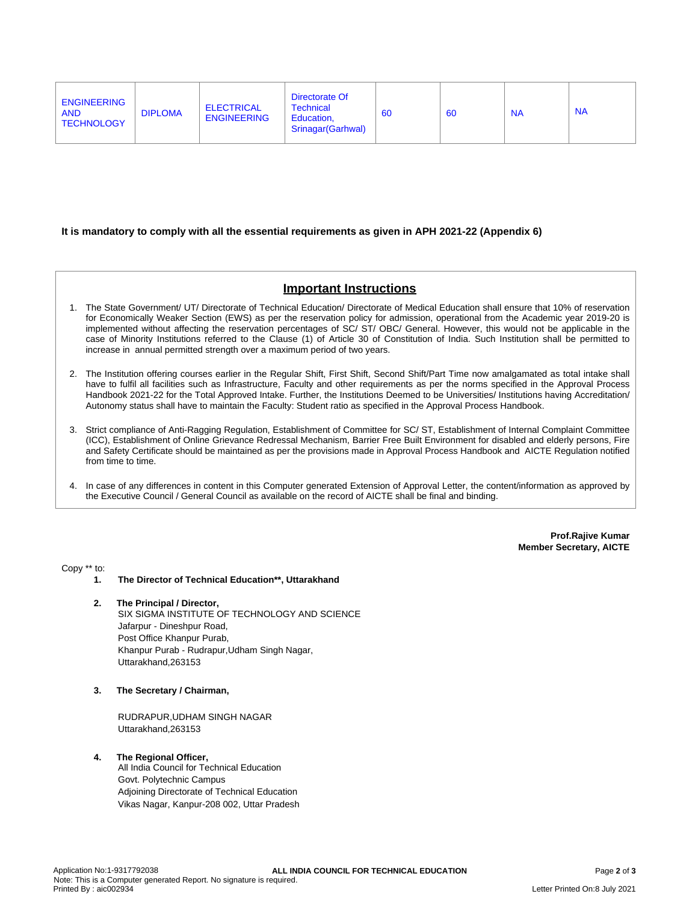| ENGINEERING AND TECHNOLOGY | DIPLOMA | ELECTRICAL ENGINEERING | Directorate Of Technical Education, Srinagar(Garhwal) | 60 | 60 | NA | NA |
|---|---|---|---|---|---|---|---|

**It is mandatory to comply with all the essential requirements as given in APH 2021-22 (Appendix 6)**

## Important Instructions

1. The State Government/ UT/ Directorate of Technical Education/ Directorate of Medical Education shall ensure that 10% of reservation for Economically Weaker Section (EWS) as per the reservation policy for admission, operational from the Academic year 2019-20 is implemented without affecting the reservation percentages of SC/ ST/ OBC/ General. However, this would not be applicable in the case of Minority Institutions referred to the Clause (1) of Article 30 of Constitution of India. Such Institution shall be permitted to increase in annual permitted strength over a maximum period of two years.

2. The Institution offering courses earlier in the Regular Shift, First Shift, Second Shift/Part Time now amalgamated as total intake shall have to fulfil all facilities such as Infrastructure, Faculty and other requirements as per the norms specified in the Approval Process Handbook 2021-22 for the Total Approved Intake. Further, the Institutions Deemed to be Universities/ Institutions having Accreditation/ Autonomy status shall have to maintain the Faculty: Student ratio as specified in the Approval Process Handbook.

3. Strict compliance of Anti-Ragging Regulation, Establishment of Committee for SC/ ST, Establishment of Internal Complaint Committee (ICC), Establishment of Online Grievance Redressal Mechanism, Barrier Free Built Environment for disabled and elderly persons, Fire and Safety Certificate should be maintained as per the provisions made in Approval Process Handbook and AICTE Regulation notified from time to time.

4. In case of any differences in content in this Computer generated Extension of Approval Letter, the content/information as approved by the Executive Council / General Council as available on the record of AICTE shall be final and binding.

**Prof.Rajive Kumar**
**Member Secretary, AICTE**

Copy ** to:

1. **The Director of Technical Education**, Uttarakhand**

2. **The Principal / Director,**
   SIX SIGMA INSTITUTE OF TECHNOLOGY AND SCIENCE
   Jafarpur - Dineshpur Road,
   Post Office Khanpur Purab,
   Khanpur Purab - Rudrapur,Udham Singh Nagar,
   Uttarakhand,263153

3. **The Secretary / Chairman,**

   RUDRAPUR,UDHAM SINGH NAGAR
   Uttarakhand,263153

4. **The Regional Officer,**
   All India Council for Technical Education
   Govt. Polytechnic Campus
   Adjoining Directorate of Technical Education
   Vikas Nagar, Kanpur-208 002, Uttar Pradesh

Application No:1-9317792038
Note: This is a Computer generated Report. No signature is required.
Printed By : aic002934
Letter Printed On:8 July 2021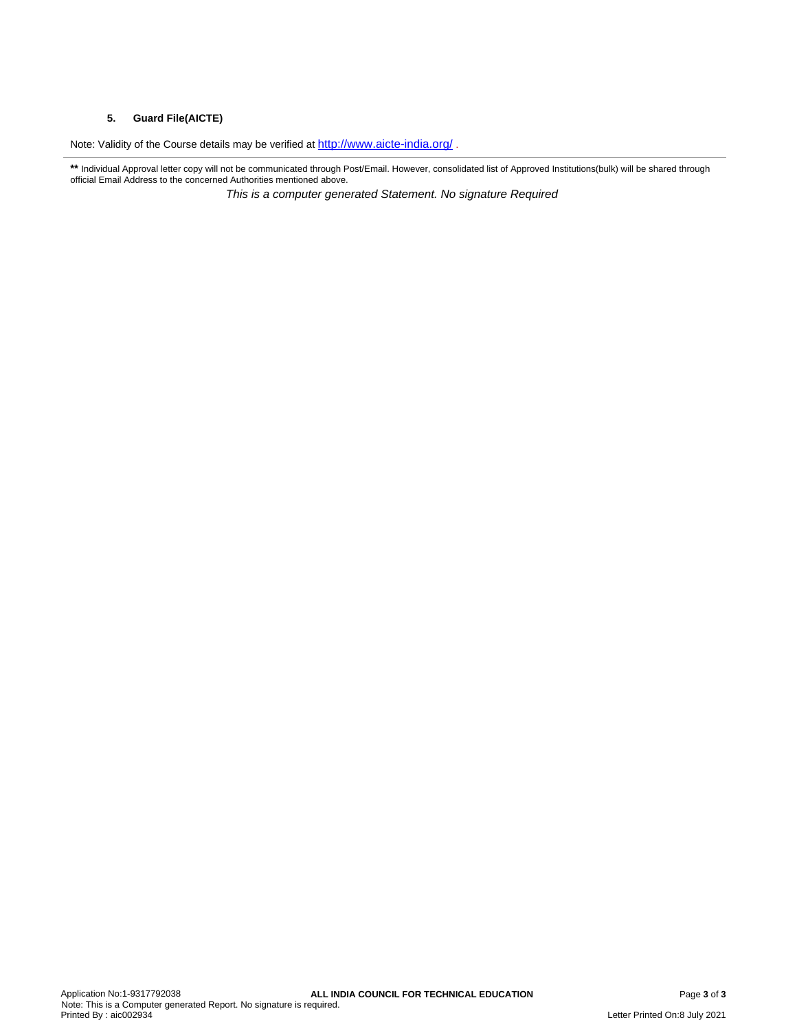5. **Guard File(AICTE)**

Note: Validity of the Course details may be verified at http://www.aicte-india.org/ .

---

**\*\*** Individual Approval letter copy will not be communicated through Post/Email. However, consolidated list of Approved Institutions(bulk) will be shared through official Email Address to the concerned Authorities mentioned above.

*This is a computer generated Statement. No signature Required*

Application No:1-9317792038
Note: This is a Computer generated Report. No signature is required.
Printed By : aic002934

**ALL INDIA COUNCIL FOR TECHNICAL EDUCATION**

Letter Printed On:8 July 2021